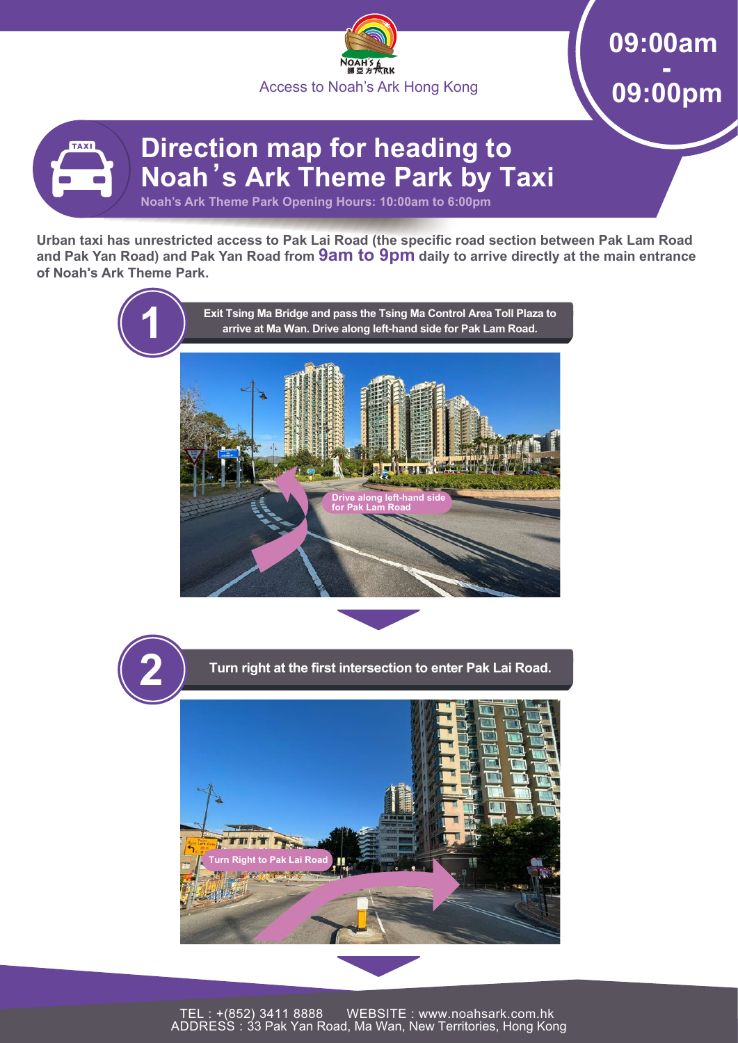Access to Noah's Ark Hong Kong

09:00am - 09:00pm

# Direction map for heading to Noah's Ark Theme Park by Taxi

Noah's Ark Theme Park Opening Hours: 10:00am to 6:00pm

**Urban taxi has unrestricted access to Pak Lai Road (the specific road section between Pak Lam Road and Pak Yan Road) and Pak Yan Road from 9am to 9pm daily to arrive directly at the main entrance of Noah's Ark Theme Park.**

## 1

**Exit Tsing Ma Bridge and pass the Tsing Ma Control Area Toll Plaza to arrive at Ma Wan. Drive along left-hand side for Pak Lam Road.**

Drive along left-hand side for Pak Lam Road

## 2

**Turn right at the first intersection to enter Pak Lai Road.**

Turn Right to Pak Lai Road

TEL : +(852) 3411 8888 WEBSITE : www.noahsark.com.hk
ADDRESS : 33 Pak Yan Road, Ma Wan, New Territories, Hong Kong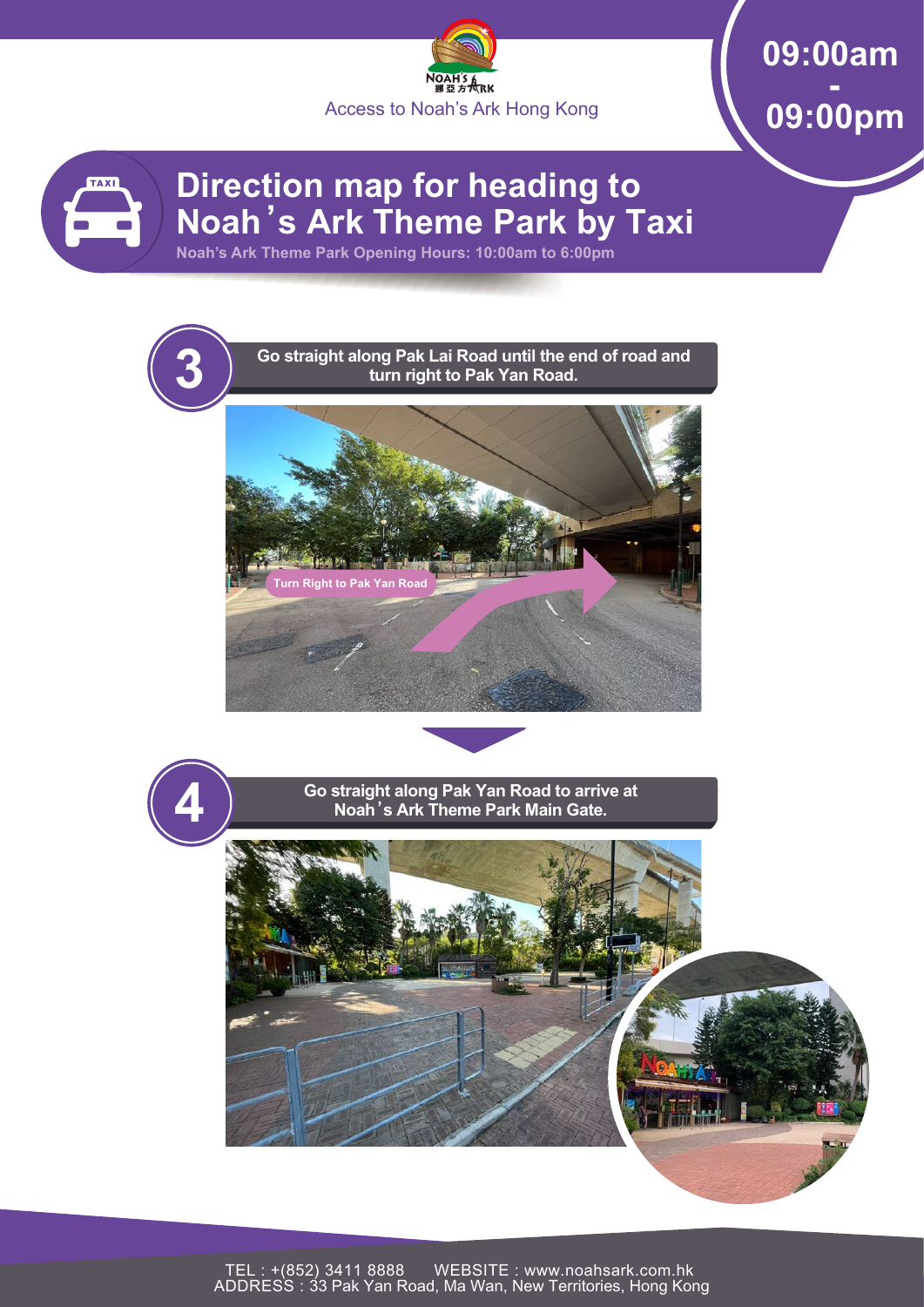Access to Noah's Ark Hong Kong

09:00am - 09:00pm

# Direction map for heading to Noah's Ark Theme Park by Taxi

**Noah's Ark Theme Park Opening Hours: 10:00am to 6:00pm**

## 3

**Go straight along Pak Lai Road until the end of road and turn right to Pak Yan Road.**

Turn Right to Pak Yan Road

## 4

**Go straight along Pak Yan Road to arrive at Noah's Ark Theme Park Main Gate.**

TEL : +(852) 3411 8888 WEBSITE : www.noahsark.com.hk
ADDRESS : 33 Pak Yan Road, Ma Wan, New Territories, Hong Kong